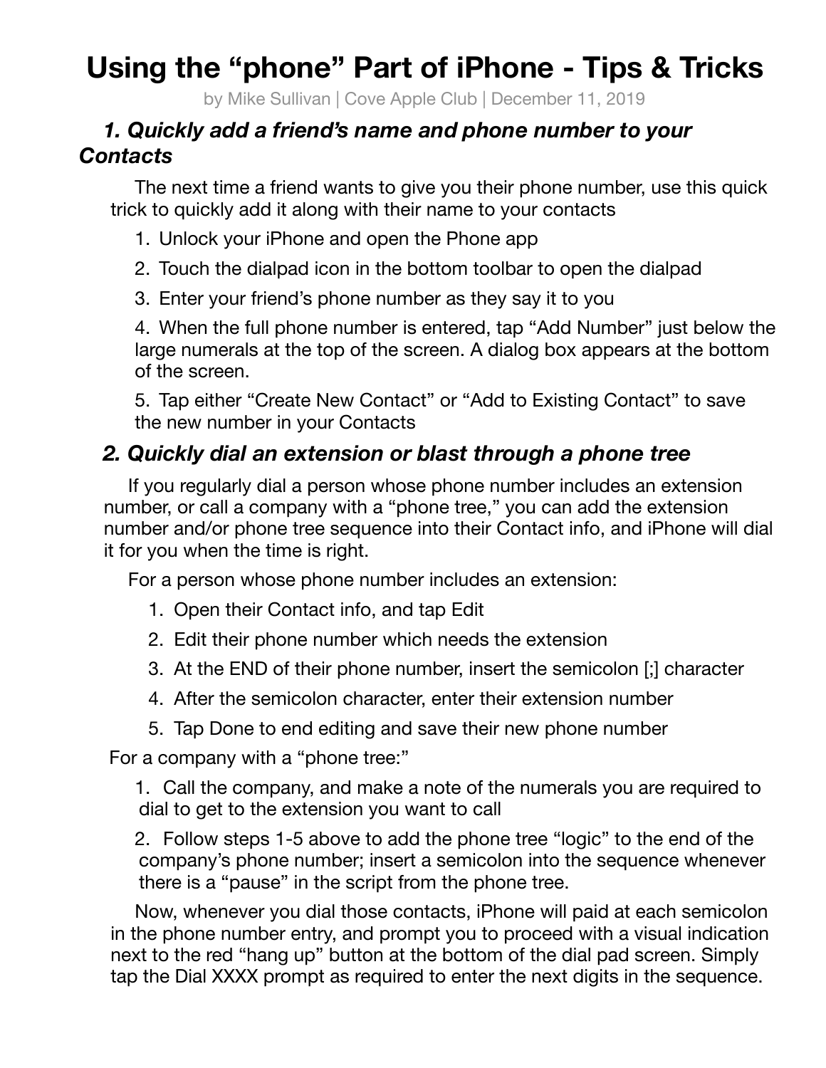# Using the “phone” Part of iPhone - Tips & Tricks

by Mike Sullivan | Cove Apple Club | December 11, 2019

### *1. Quickly add a friend’s name and phone number to your Contacts*

The next time a friend wants to give you their phone number, use this quick trick to quickly add it along with their name to your contacts

1. Unlock your iPhone and open the Phone app
2. Touch the dialpad icon in the bottom toolbar to open the dialpad
3. Enter your friend’s phone number as they say it to you
4. When the full phone number is entered, tap “Add Number” just below the large numerals at the top of the screen. A dialog box appears at the bottom of the screen.
5. Tap either “Create New Contact” or “Add to Existing Contact” to save the new number in your Contacts

### *2. Quickly dial an extension or blast through a phone tree*

If you regularly dial a person whose phone number includes an extension number, or call a company with a “phone tree,” you can add the extension number and/or phone tree sequence into their Contact info, and iPhone will dial it for you when the time is right.

For a person whose phone number includes an extension:

1. Open their Contact info, and tap Edit
2. Edit their phone number which needs the extension
3. At the END of their phone number, insert the semicolon [;] character
4. After the semicolon character, enter their extension number
5. Tap Done to end editing and save their new phone number

For a company with a “phone tree:”

1. Call the company, and make a note of the numerals you are required to dial to get to the extension you want to call
2. Follow steps 1-5 above to add the phone tree “logic” to the end of the company’s phone number; insert a semicolon into the sequence whenever there is a “pause” in the script from the phone tree.

Now, whenever you dial those contacts, iPhone will paid at each semicolon in the phone number entry, and prompt you to proceed with a visual indication next to the red “hang up” button at the bottom of the dial pad screen. Simply tap the Dial XXXX prompt as required to enter the next digits in the sequence.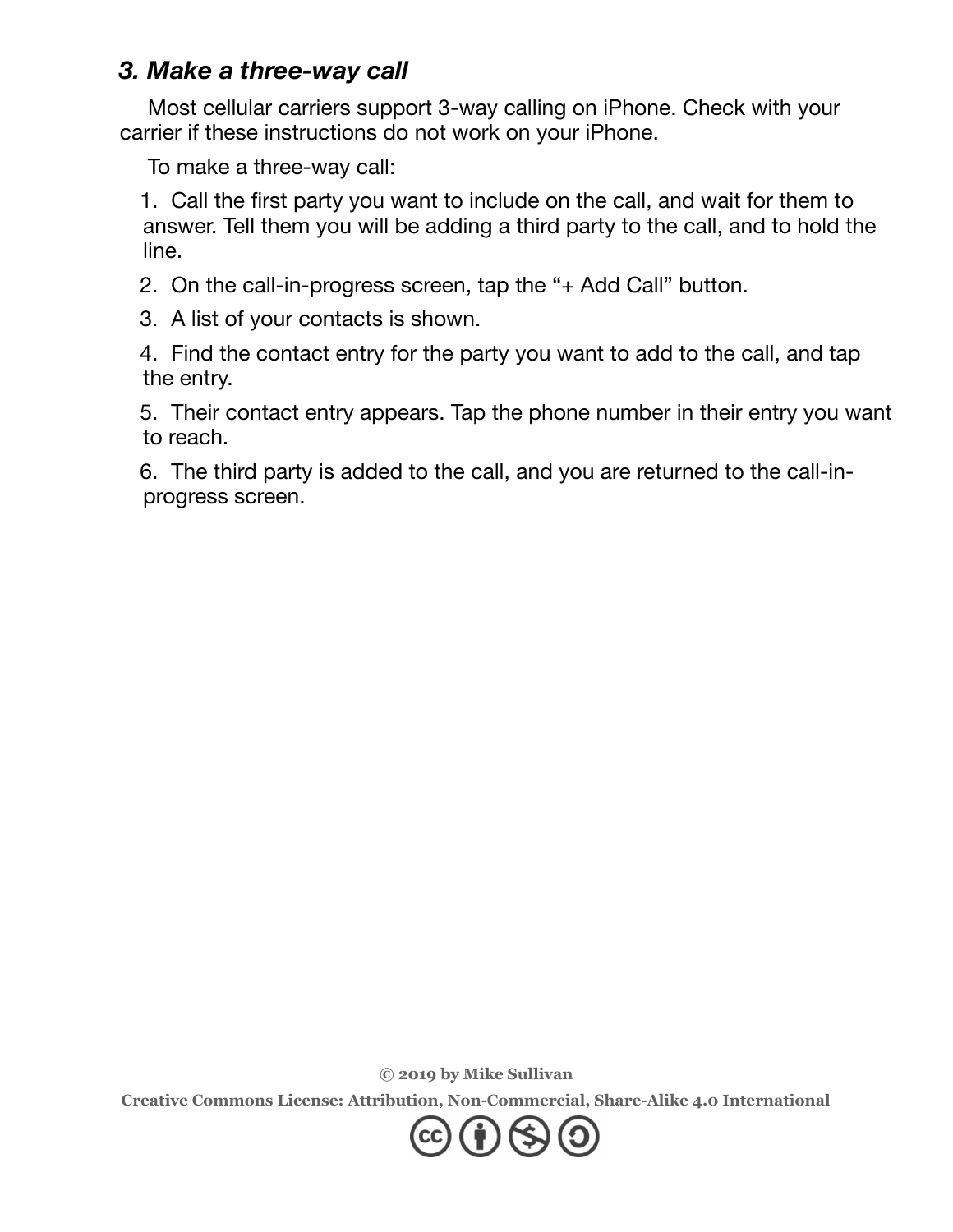### *3. Make a three-way call*

Most cellular carriers support 3-way calling on iPhone. Check with your carrier if these instructions do not work on your iPhone.

To make a three-way call:

1. Call the first party you want to include on the call, and wait for them to answer. Tell them you will be adding a third party to the call, and to hold the line.
2. On the call-in-progress screen, tap the "+ Add Call" button.
3. A list of your contacts is shown.
4. Find the contact entry for the party you want to add to the call, and tap the entry.
5. Their contact entry appears. Tap the phone number in their entry you want to reach.
6. The third party is added to the call, and you are returned to the call-in-progress screen.

**© 2019 by Mike Sullivan**

**Creative Commons License: Attribution, Non-Commercial, Share-Alike 4.0 International**